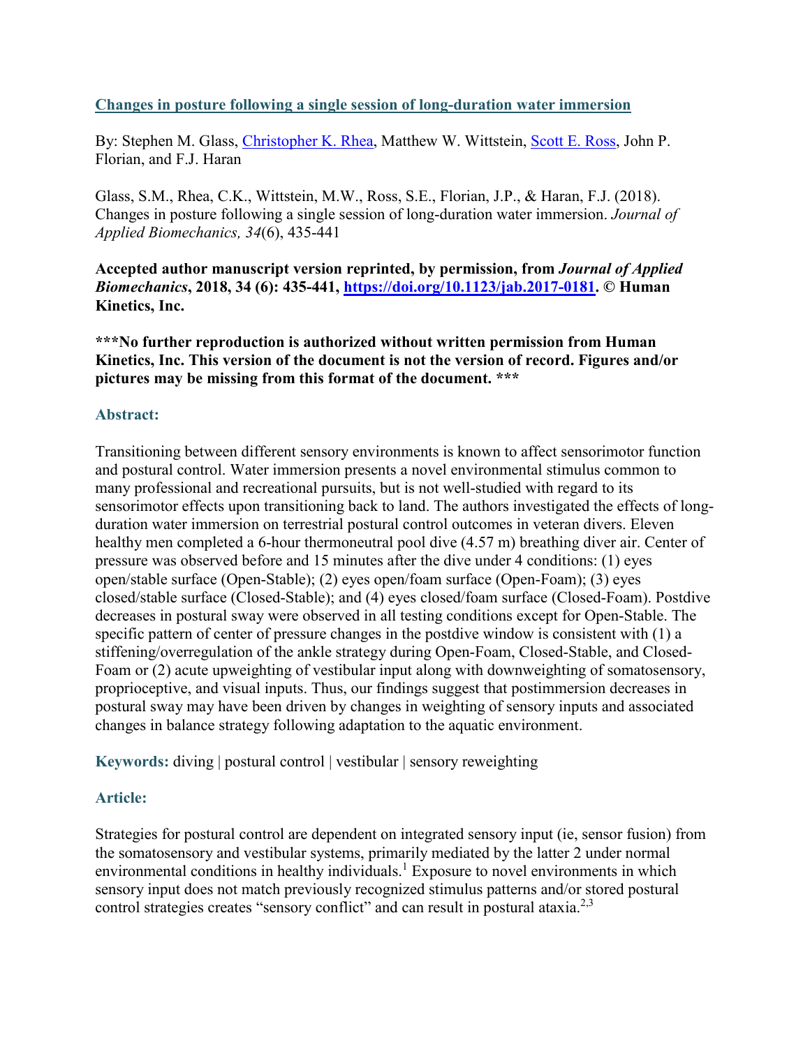**[Changes in posture following a single session of long-duration water immersion](#)**

By: Stephen M. Glass, [Christopher K. Rhea](#), Matthew W. Wittstein, [Scott E. Ross](#), John P. Florian, and F.J. Haran

Glass, S.M., Rhea, C.K., Wittstein, M.W., Ross, S.E., Florian, J.P., & Haran, F.J. (2018). Changes in posture following a single session of long-duration water immersion. *Journal of Applied Biomechanics, 34*(6), 435-441

**Accepted author manuscript version reprinted, by permission, from *Journal of Applied Biomechanics*, 2018, 34 (6): 435-441, [https://doi.org/10.1123/jab.2017-0181](https://doi.org/10.1123/jab.2017-0181). © Human Kinetics, Inc.**

**\*\*\*No further reproduction is authorized without written permission from Human Kinetics, Inc. This version of the document is not the version of record. Figures and/or pictures may be missing from this format of the document. \*\*\***

### Abstract:

Transitioning between different sensory environments is known to affect sensorimotor function and postural control. Water immersion presents a novel environmental stimulus common to many professional and recreational pursuits, but is not well-studied with regard to its sensorimotor effects upon transitioning back to land. The authors investigated the effects of long-duration water immersion on terrestrial postural control outcomes in veteran divers. Eleven healthy men completed a 6-hour thermoneutral pool dive (4.57 m) breathing diver air. Center of pressure was observed before and 15 minutes after the dive under 4 conditions: (1) eyes open/stable surface (Open-Stable); (2) eyes open/foam surface (Open-Foam); (3) eyes closed/stable surface (Closed-Stable); and (4) eyes closed/foam surface (Closed-Foam). Postdive decreases in postural sway were observed in all testing conditions except for Open-Stable. The specific pattern of center of pressure changes in the postdive window is consistent with (1) a stiffening/overregulation of the ankle strategy during Open-Foam, Closed-Stable, and Closed-Foam or (2) acute upweighting of vestibular input along with downweighting of somatosensory, proprioceptive, and visual inputs. Thus, our findings suggest that postimmersion decreases in postural sway may have been driven by changes in weighting of sensory inputs and associated changes in balance strategy following adaptation to the aquatic environment.

**Keywords:** diving | postural control | vestibular | sensory reweighting

### Article:

Strategies for postural control are dependent on integrated sensory input (ie, sensor fusion) from the somatosensory and vestibular systems, primarily mediated by the latter 2 under normal environmental conditions in healthy individuals.[1] Exposure to novel environments in which sensory input does not match previously recognized stimulus patterns and/or stored postural control strategies creates "sensory conflict" and can result in postural ataxia.[2,3]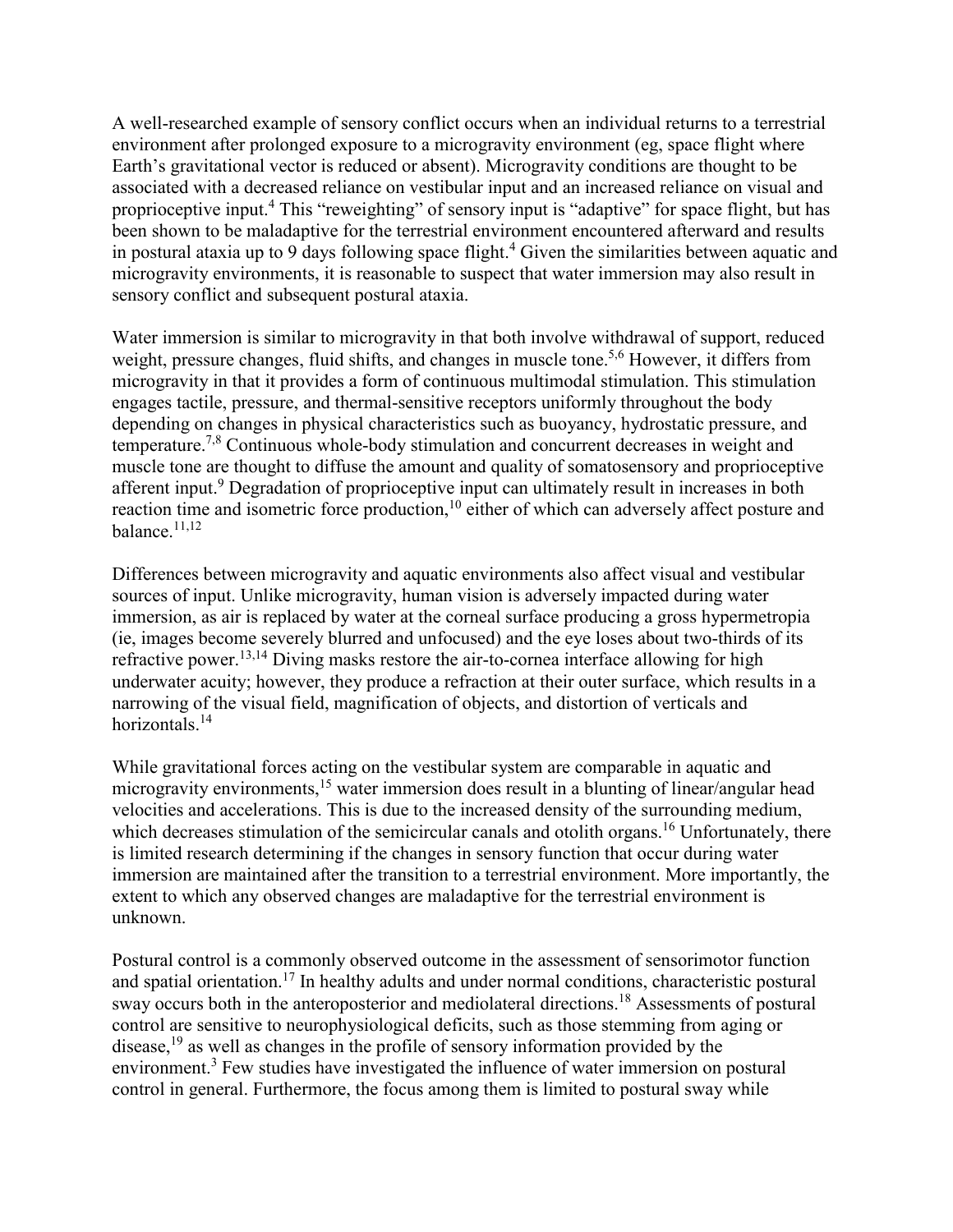A well-researched example of sensory conflict occurs when an individual returns to a terrestrial environment after prolonged exposure to a microgravity environment (eg, space flight where Earth's gravitational vector is reduced or absent). Microgravity conditions are thought to be associated with a decreased reliance on vestibular input and an increased reliance on visual and proprioceptive input.[4] This "reweighting" of sensory input is "adaptive" for space flight, but has been shown to be maladaptive for the terrestrial environment encountered afterward and results in postural ataxia up to 9 days following space flight.[4] Given the similarities between aquatic and microgravity environments, it is reasonable to suspect that water immersion may also result in sensory conflict and subsequent postural ataxia.

Water immersion is similar to microgravity in that both involve withdrawal of support, reduced weight, pressure changes, fluid shifts, and changes in muscle tone.[5,6] However, it differs from microgravity in that it provides a form of continuous multimodal stimulation. This stimulation engages tactile, pressure, and thermal-sensitive receptors uniformly throughout the body depending on changes in physical characteristics such as buoyancy, hydrostatic pressure, and temperature.[7,8] Continuous whole-body stimulation and concurrent decreases in weight and muscle tone are thought to diffuse the amount and quality of somatosensory and proprioceptive afferent input.[9] Degradation of proprioceptive input can ultimately result in increases in both reaction time and isometric force production,[10] either of which can adversely affect posture and balance.[11,12]

Differences between microgravity and aquatic environments also affect visual and vestibular sources of input. Unlike microgravity, human vision is adversely impacted during water immersion, as air is replaced by water at the corneal surface producing a gross hypermetropia (ie, images become severely blurred and unfocused) and the eye loses about two-thirds of its refractive power.[13,14] Diving masks restore the air-to-cornea interface allowing for high underwater acuity; however, they produce a refraction at their outer surface, which results in a narrowing of the visual field, magnification of objects, and distortion of verticals and horizontals.[14]

While gravitational forces acting on the vestibular system are comparable in aquatic and microgravity environments,[15] water immersion does result in a blunting of linear/angular head velocities and accelerations. This is due to the increased density of the surrounding medium, which decreases stimulation of the semicircular canals and otolith organs.[16] Unfortunately, there is limited research determining if the changes in sensory function that occur during water immersion are maintained after the transition to a terrestrial environment. More importantly, the extent to which any observed changes are maladaptive for the terrestrial environment is unknown.

Postural control is a commonly observed outcome in the assessment of sensorimotor function and spatial orientation.[17] In healthy adults and under normal conditions, characteristic postural sway occurs both in the anteroposterior and mediolateral directions.[18] Assessments of postural control are sensitive to neurophysiological deficits, such as those stemming from aging or disease,[19] as well as changes in the profile of sensory information provided by the environment.[3] Few studies have investigated the influence of water immersion on postural control in general. Furthermore, the focus among them is limited to postural sway while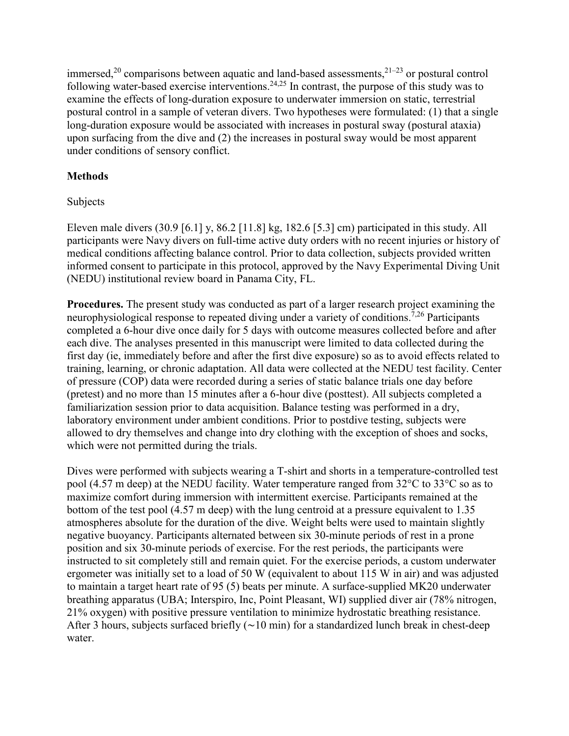immersed,[20] comparisons between aquatic and land-based assessments,[21–23] or postural control following water-based exercise interventions.[24,25] In contrast, the purpose of this study was to examine the effects of long-duration exposure to underwater immersion on static, terrestrial postural control in a sample of veteran divers. Two hypotheses were formulated: (1) that a single long-duration exposure would be associated with increases in postural sway (postural ataxia) upon surfacing from the dive and (2) the increases in postural sway would be most apparent under conditions of sensory conflict.

## Methods

### Subjects

Eleven male divers (30.9 [6.1] y, 86.2 [11.8] kg, 182.6 [5.3] cm) participated in this study. All participants were Navy divers on full-time active duty orders with no recent injuries or history of medical conditions affecting balance control. Prior to data collection, subjects provided written informed consent to participate in this protocol, approved by the Navy Experimental Diving Unit (NEDU) institutional review board in Panama City, FL.

**Procedures.** The present study was conducted as part of a larger research project examining the neurophysiological response to repeated diving under a variety of conditions.[7,26] Participants completed a 6-hour dive once daily for 5 days with outcome measures collected before and after each dive. The analyses presented in this manuscript were limited to data collected during the first day (ie, immediately before and after the first dive exposure) so as to avoid effects related to training, learning, or chronic adaptation. All data were collected at the NEDU test facility. Center of pressure (COP) data were recorded during a series of static balance trials one day before (pretest) and no more than 15 minutes after a 6-hour dive (posttest). All subjects completed a familiarization session prior to data acquisition. Balance testing was performed in a dry, laboratory environment under ambient conditions. Prior to postdive testing, subjects were allowed to dry themselves and change into dry clothing with the exception of shoes and socks, which were not permitted during the trials.

Dives were performed with subjects wearing a T-shirt and shorts in a temperature-controlled test pool (4.57 m deep) at the NEDU facility. Water temperature ranged from 32°C to 33°C so as to maximize comfort during immersion with intermittent exercise. Participants remained at the bottom of the test pool (4.57 m deep) with the lung centroid at a pressure equivalent to 1.35 atmospheres absolute for the duration of the dive. Weight belts were used to maintain slightly negative buoyancy. Participants alternated between six 30-minute periods of rest in a prone position and six 30-minute periods of exercise. For the rest periods, the participants were instructed to sit completely still and remain quiet. For the exercise periods, a custom underwater ergometer was initially set to a load of 50 W (equivalent to about 115 W in air) and was adjusted to maintain a target heart rate of 95 (5) beats per minute. A surface-supplied MK20 underwater breathing apparatus (UBA; Interspiro, Inc, Point Pleasant, WI) supplied diver air (78% nitrogen, 21% oxygen) with positive pressure ventilation to minimize hydrostatic breathing resistance. After 3 hours, subjects surfaced briefly (∼10 min) for a standardized lunch break in chest-deep water.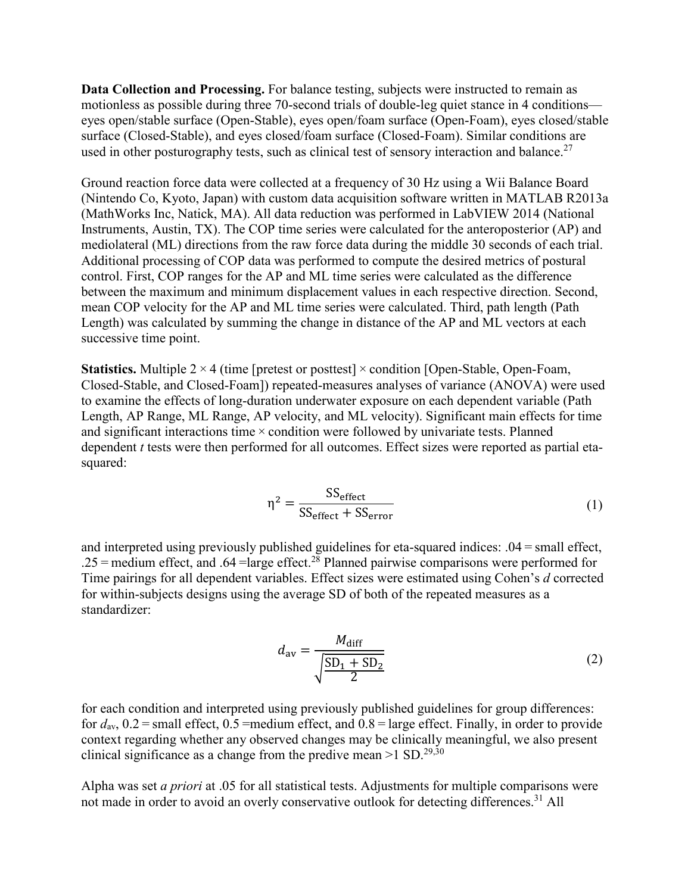**Data Collection and Processing.** For balance testing, subjects were instructed to remain as motionless as possible during three 70-second trials of double-leg quiet stance in 4 conditions—eyes open/stable surface (Open-Stable), eyes open/foam surface (Open-Foam), eyes closed/stable surface (Closed-Stable), and eyes closed/foam surface (Closed-Foam). Similar conditions are used in other posturography tests, such as clinical test of sensory interaction and balance.[27]

Ground reaction force data were collected at a frequency of 30 Hz using a Wii Balance Board (Nintendo Co, Kyoto, Japan) with custom data acquisition software written in MATLAB R2013a (MathWorks Inc, Natick, MA). All data reduction was performed in LabVIEW 2014 (National Instruments, Austin, TX). The COP time series were calculated for the anteroposterior (AP) and mediolateral (ML) directions from the raw force data during the middle 30 seconds of each trial. Additional processing of COP data was performed to compute the desired metrics of postural control. First, COP ranges for the AP and ML time series were calculated as the difference between the maximum and minimum displacement values in each respective direction. Second, mean COP velocity for the AP and ML time series were calculated. Third, path length (Path Length) was calculated by summing the change in distance of the AP and ML vectors at each successive time point.

**Statistics.** Multiple 2 × 4 (time [pretest or posttest] × condition [Open-Stable, Open-Foam, Closed-Stable, and Closed-Foam]) repeated-measures analyses of variance (ANOVA) were used to examine the effects of long-duration underwater exposure on each dependent variable (Path Length, AP Range, ML Range, AP velocity, and ML velocity). Significant main effects for time and significant interactions time × condition were followed by univariate tests. Planned dependent *t* tests were then performed for all outcomes. Effect sizes were reported as partial eta-squared:

$$\eta^2 = \frac{\mathrm{SS}_{\mathrm{effect}}}{\mathrm{SS}_{\mathrm{effect}} + \mathrm{SS}_{\mathrm{error}}} \tag{1}$$

and interpreted using previously published guidelines for eta-squared indices: .04 = small effect, .25 = medium effect, and .64 =large effect.[28] Planned pairwise comparisons were performed for Time pairings for all dependent variables. Effect sizes were estimated using Cohen's *d* corrected for within-subjects designs using the average SD of both of the repeated measures as a standardizer:

$$d_{\mathrm{av}} = \frac{M_{\mathrm{diff}}}{\sqrt{\frac{\mathrm{SD}_1 + \mathrm{SD}_2}{2}}} \tag{2}$$

for each condition and interpreted using previously published guidelines for group differences: for $d_{\mathrm{av}}$, 0.2 = small effect, 0.5 =medium effect, and 0.8 = large effect. Finally, in order to provide context regarding whether any observed changes may be clinically meaningful, we also present clinical significance as a change from the predive mean >1 SD.[29,30]

Alpha was set *a priori* at .05 for all statistical tests. Adjustments for multiple comparisons were not made in order to avoid an overly conservative outlook for detecting differences.[31] All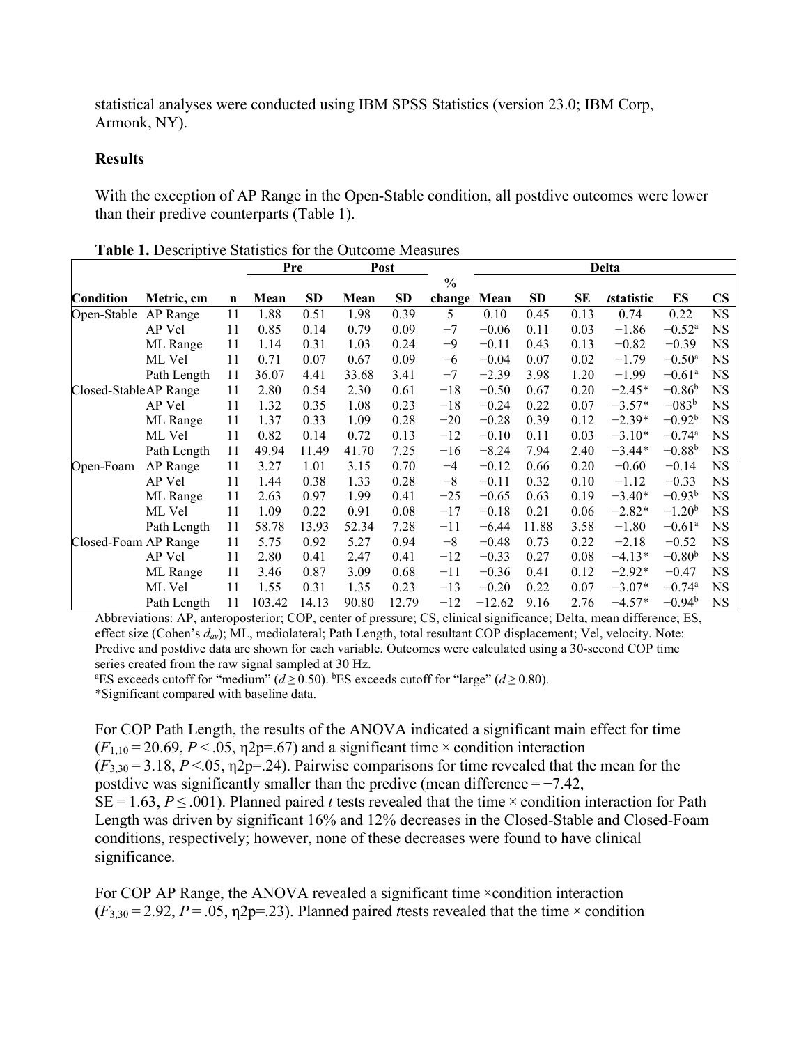statistical analyses were conducted using IBM SPSS Statistics (version 23.0; IBM Corp, Armonk, NY).

**Results**

With the exception of AP Range in the Open-Stable condition, all postdive outcomes were lower than their predive counterparts (Table 1).

**Table 1.** Descriptive Statistics for the Outcome Measures

| | | | Pre | | Post | | | Delta | | | | | |
|---|---|---|---|---|---|---|---|---|---|---|---|---|---|
| **Condition** | **Metric, cm** | **n** | **Mean** | **SD** | **Mean** | **SD** | **% change** | **Mean** | **SD** | **SE** | ***t* statistic** | **ES** | **CS** |
| Open-Stable | AP Range | 11 | 1.88 | 0.51 | 1.98 | 0.39 | 5 | 0.10 | 0.45 | 0.13 | 0.74 | 0.22 | NS |
| | AP Vel | 11 | 0.85 | 0.14 | 0.79 | 0.09 | −7 | −0.06 | 0.11 | 0.03 | −1.86 | −0.52[a] | NS |
| | ML Range | 11 | 1.14 | 0.31 | 1.03 | 0.24 | −9 | −0.11 | 0.43 | 0.13 | −0.82 | −0.39 | NS |
| | ML Vel | 11 | 0.71 | 0.07 | 0.67 | 0.09 | −6 | −0.04 | 0.07 | 0.02 | −1.79 | −0.50[a] | NS |
| | Path Length | 11 | 36.07 | 4.41 | 33.68 | 3.41 | −7 | −2.39 | 3.98 | 1.20 | −1.99 | −0.61[a] | NS |
| Closed-Stable | AP Range | 11 | 2.80 | 0.54 | 2.30 | 0.61 | −18 | −0.50 | 0.67 | 0.20 | −2.45* | −0.86[b] | NS |
| | AP Vel | 11 | 1.32 | 0.35 | 1.08 | 0.23 | −18 | −0.24 | 0.22 | 0.07 | −3.57* | −083[b] | NS |
| | ML Range | 11 | 1.37 | 0.33 | 1.09 | 0.28 | −20 | −0.28 | 0.39 | 0.12 | −2.39* | −0.92[b] | NS |
| | ML Vel | 11 | 0.82 | 0.14 | 0.72 | 0.13 | −12 | −0.10 | 0.11 | 0.03 | −3.10* | −0.74[a] | NS |
| | Path Length | 11 | 49.94 | 11.49 | 41.70 | 7.25 | −16 | −8.24 | 7.94 | 2.40 | −3.44* | −0.88[b] | NS |
| Open-Foam | AP Range | 11 | 3.27 | 1.01 | 3.15 | 0.70 | −4 | −0.12 | 0.66 | 0.20 | −0.60 | −0.14 | NS |
| | AP Vel | 11 | 1.44 | 0.38 | 1.33 | 0.28 | −8 | −0.11 | 0.32 | 0.10 | −1.12 | −0.33 | NS |
| | ML Range | 11 | 2.63 | 0.97 | 1.99 | 0.41 | −25 | −0.65 | 0.63 | 0.19 | −3.40* | −0.93[b] | NS |
| | ML Vel | 11 | 1.09 | 0.22 | 0.91 | 0.08 | −17 | −0.18 | 0.21 | 0.06 | −2.82* | −1.20[b] | NS |
| | Path Length | 11 | 58.78 | 13.93 | 52.34 | 7.28 | −11 | −6.44 | 11.88 | 3.58 | −1.80 | −0.61[a] | NS |
| Closed-Foam | AP Range | 11 | 5.75 | 0.92 | 5.27 | 0.94 | −8 | −0.48 | 0.73 | 0.22 | −2.18 | −0.52 | NS |
| | AP Vel | 11 | 2.80 | 0.41 | 2.47 | 0.41 | −12 | −0.33 | 0.27 | 0.08 | −4.13* | −0.80[b] | NS |
| | ML Range | 11 | 3.46 | 0.87 | 3.09 | 0.68 | −11 | −0.36 | 0.41 | 0.12 | −2.92* | −0.47 | NS |
| | ML Vel | 11 | 1.55 | 0.31 | 1.35 | 0.23 | −13 | −0.20 | 0.22 | 0.07 | −3.07* | −0.74[a] | NS |
| | Path Length | 11 | 103.42 | 14.13 | 90.80 | 12.79 | −12 | −12.62 | 9.16 | 2.76 | −4.57* | −0.94[b] | NS |

Abbreviations: AP, anteroposterior; COP, center of pressure; CS, clinical significance; Delta, mean difference; ES, effect size (Cohen's $d_{av}$); ML, mediolateral; Path Length, total resultant COP displacement; Vel, velocity. Note: Predive and postdive data are shown for each variable. Outcomes were calculated using a 30-second COP time series created from the raw signal sampled at 30 Hz.

[a]ES exceeds cutoff for "medium" ($d \geq 0.50$). [b]ES exceeds cutoff for "large" ($d \geq 0.80$).

*Significant compared with baseline data.

For COP Path Length, the results of the ANOVA indicated a significant main effect for time ($F_{1,10} = 20.69$, $P < .05$, $\eta^2_p = .67$) and a significant time × condition interaction ($F_{3,30} = 3.18$, $P < .05$, $\eta^2_p = .24$). Pairwise comparisons for time revealed that the mean for the postdive was significantly smaller than the predive (mean difference = −7.42, SE = 1.63, $P \leq .001$). Planned paired *t* tests revealed that the time × condition interaction for Path Length was driven by significant 16% and 12% decreases in the Closed-Stable and Closed-Foam conditions, respectively; however, none of these decreases were found to have clinical significance.

For COP AP Range, the ANOVA revealed a significant time ×condition interaction ($F_{3,30} = 2.92$, $P = .05$, $\eta^2_p = .23$). Planned paired *t* tests revealed that the time × condition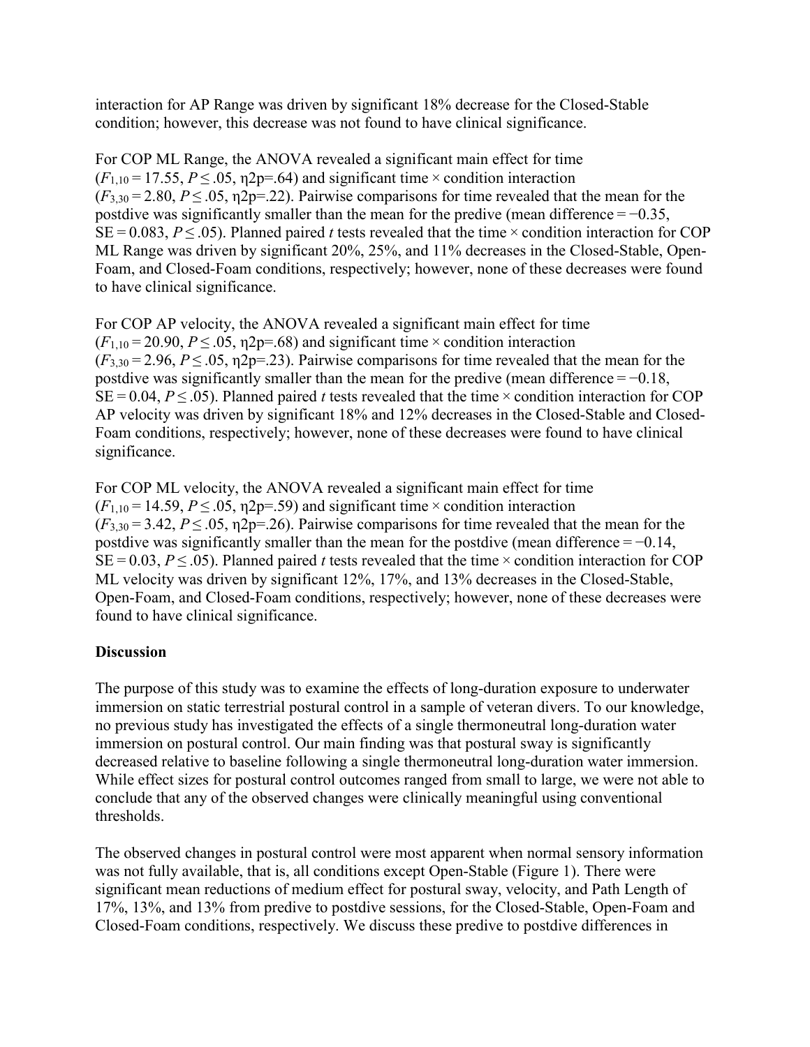interaction for AP Range was driven by significant 18% decrease for the Closed-Stable condition; however, this decrease was not found to have clinical significance.

For COP ML Range, the ANOVA revealed a significant main effect for time ($F_{1,10}$ = 17.55, $P \leq .05$, η2p=.64) and significant time × condition interaction ($F_{3,30}$ = 2.80, $P \leq .05$, η2p=.22). Pairwise comparisons for time revealed that the mean for the postdive was significantly smaller than the mean for the predive (mean difference = −0.35, SE = 0.083, $P \leq .05$). Planned paired *t* tests revealed that the time × condition interaction for COP ML Range was driven by significant 20%, 25%, and 11% decreases in the Closed-Stable, Open-Foam, and Closed-Foam conditions, respectively; however, none of these decreases were found to have clinical significance.

For COP AP velocity, the ANOVA revealed a significant main effect for time ($F_{1,10}$ = 20.90, $P \leq .05$, η2p=.68) and significant time × condition interaction ($F_{3,30}$ = 2.96, $P \leq .05$, η2p=.23). Pairwise comparisons for time revealed that the mean for the postdive was significantly smaller than the mean for the predive (mean difference = −0.18, SE = 0.04, $P \leq .05$). Planned paired *t* tests revealed that the time × condition interaction for COP AP velocity was driven by significant 18% and 12% decreases in the Closed-Stable and Closed-Foam conditions, respectively; however, none of these decreases were found to have clinical significance.

For COP ML velocity, the ANOVA revealed a significant main effect for time ($F_{1,10}$ = 14.59, $P \leq .05$, η2p=.59) and significant time × condition interaction ($F_{3,30}$ = 3.42, $P \leq .05$, η2p=.26). Pairwise comparisons for time revealed that the mean for the postdive was significantly smaller than the mean for the postdive (mean difference = −0.14, SE = 0.03, $P \leq .05$). Planned paired *t* tests revealed that the time × condition interaction for COP ML velocity was driven by significant 12%, 17%, and 13% decreases in the Closed-Stable, Open-Foam, and Closed-Foam conditions, respectively; however, none of these decreases were found to have clinical significance.

## Discussion

The purpose of this study was to examine the effects of long-duration exposure to underwater immersion on static terrestrial postural control in a sample of veteran divers. To our knowledge, no previous study has investigated the effects of a single thermoneutral long-duration water immersion on postural control. Our main finding was that postural sway is significantly decreased relative to baseline following a single thermoneutral long-duration water immersion. While effect sizes for postural control outcomes ranged from small to large, we were not able to conclude that any of the observed changes were clinically meaningful using conventional thresholds.

The observed changes in postural control were most apparent when normal sensory information was not fully available, that is, all conditions except Open-Stable (Figure 1). There were significant mean reductions of medium effect for postural sway, velocity, and Path Length of 17%, 13%, and 13% from predive to postdive sessions, for the Closed-Stable, Open-Foam and Closed-Foam conditions, respectively. We discuss these predive to postdive differences in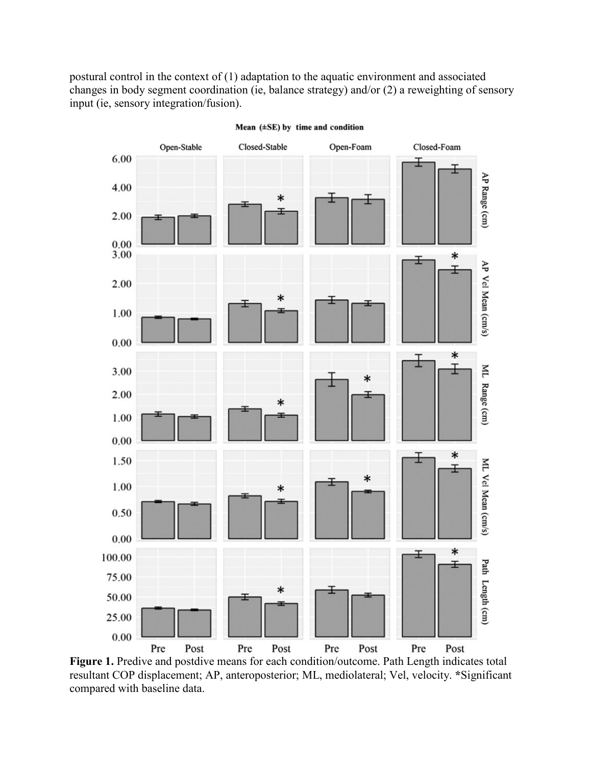postural control in the context of (1) adaptation to the aquatic environment and associated changes in body segment coordination (ie, balance strategy) and/or (2) a reweighting of sensory input (ie, sensory integration/fusion).

**Figure 1.** Predive and postdive means for each condition/outcome. Path Length indicates total resultant COP displacement; AP, anteroposterior; ML, mediolateral; Vel, velocity. *Significant compared with baseline data.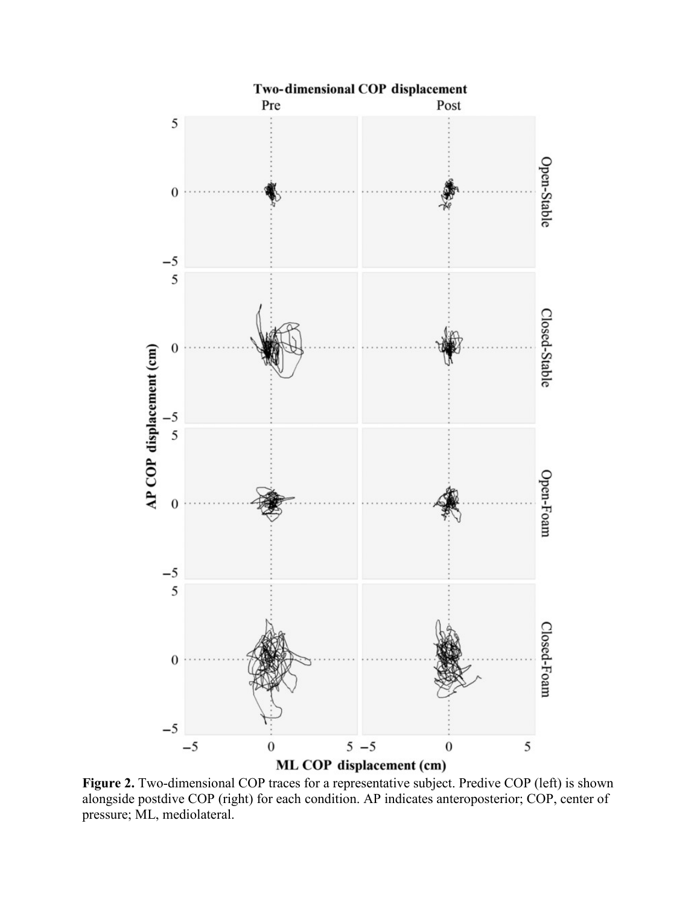**Figure 2.** Two-dimensional COP traces for a representative subject. Predive COP (left) is shown alongside postdive COP (right) for each condition. AP indicates anteroposterior; COP, center of pressure; ML, mediolateral.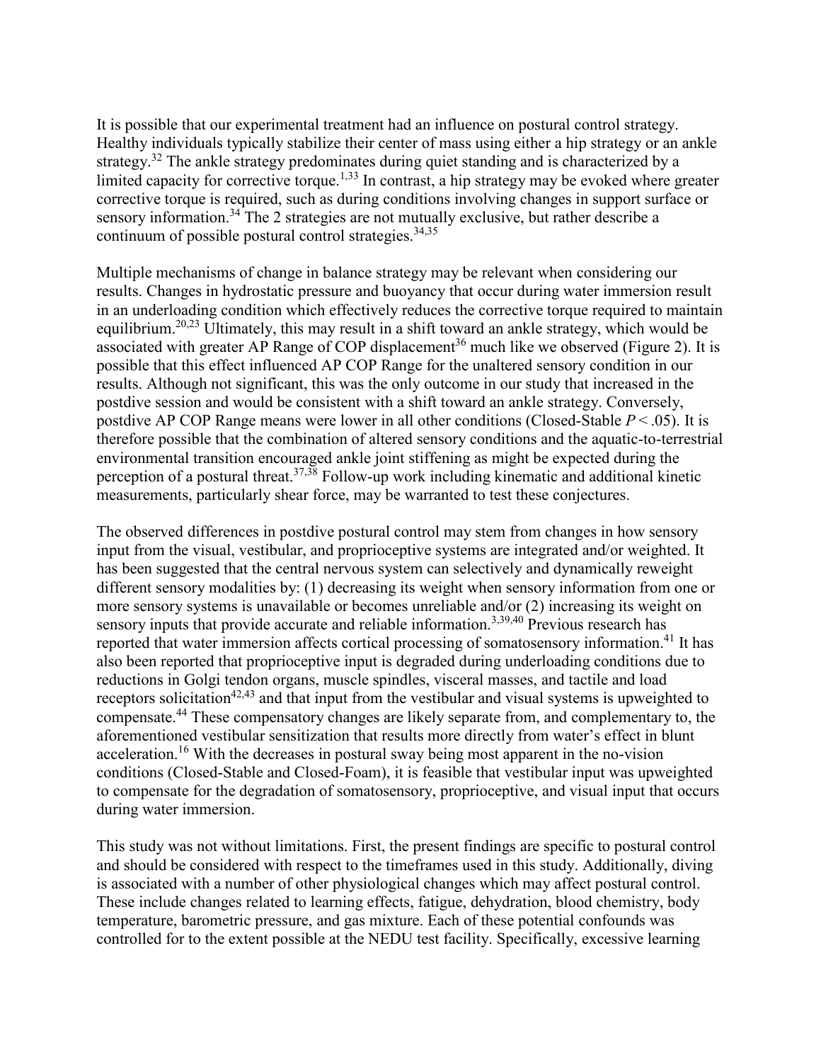It is possible that our experimental treatment had an influence on postural control strategy. Healthy individuals typically stabilize their center of mass using either a hip strategy or an ankle strategy.[32] The ankle strategy predominates during quiet standing and is characterized by a limited capacity for corrective torque.[1,33] In contrast, a hip strategy may be evoked where greater corrective torque is required, such as during conditions involving changes in support surface or sensory information.[34] The 2 strategies are not mutually exclusive, but rather describe a continuum of possible postural control strategies.[34,35]

Multiple mechanisms of change in balance strategy may be relevant when considering our results. Changes in hydrostatic pressure and buoyancy that occur during water immersion result in an underloading condition which effectively reduces the corrective torque required to maintain equilibrium.[20,23] Ultimately, this may result in a shift toward an ankle strategy, which would be associated with greater AP Range of COP displacement[36] much like we observed (Figure 2). It is possible that this effect influenced AP COP Range for the unaltered sensory condition in our results. Although not significant, this was the only outcome in our study that increased in the postdive session and would be consistent with a shift toward an ankle strategy. Conversely, postdive AP COP Range means were lower in all other conditions (Closed-Stable $P < .05$). It is therefore possible that the combination of altered sensory conditions and the aquatic-to-terrestrial environmental transition encouraged ankle joint stiffening as might be expected during the perception of a postural threat.[37,38] Follow-up work including kinematic and additional kinetic measurements, particularly shear force, may be warranted to test these conjectures.

The observed differences in postdive postural control may stem from changes in how sensory input from the visual, vestibular, and proprioceptive systems are integrated and/or weighted. It has been suggested that the central nervous system can selectively and dynamically reweight different sensory modalities by: (1) decreasing its weight when sensory information from one or more sensory systems is unavailable or becomes unreliable and/or (2) increasing its weight on sensory inputs that provide accurate and reliable information.[3,39,40] Previous research has reported that water immersion affects cortical processing of somatosensory information.[41] It has also been reported that proprioceptive input is degraded during underloading conditions due to reductions in Golgi tendon organs, muscle spindles, visceral masses, and tactile and load receptors solicitation[42,43] and that input from the vestibular and visual systems is upweighted to compensate.[44] These compensatory changes are likely separate from, and complementary to, the aforementioned vestibular sensitization that results more directly from water's effect in blunt acceleration.[16] With the decreases in postural sway being most apparent in the no-vision conditions (Closed-Stable and Closed-Foam), it is feasible that vestibular input was upweighted to compensate for the degradation of somatosensory, proprioceptive, and visual input that occurs during water immersion.

This study was not without limitations. First, the present findings are specific to postural control and should be considered with respect to the timeframes used in this study. Additionally, diving is associated with a number of other physiological changes which may affect postural control. These include changes related to learning effects, fatigue, dehydration, blood chemistry, body temperature, barometric pressure, and gas mixture. Each of these potential confounds was controlled for to the extent possible at the NEDU test facility. Specifically, excessive learning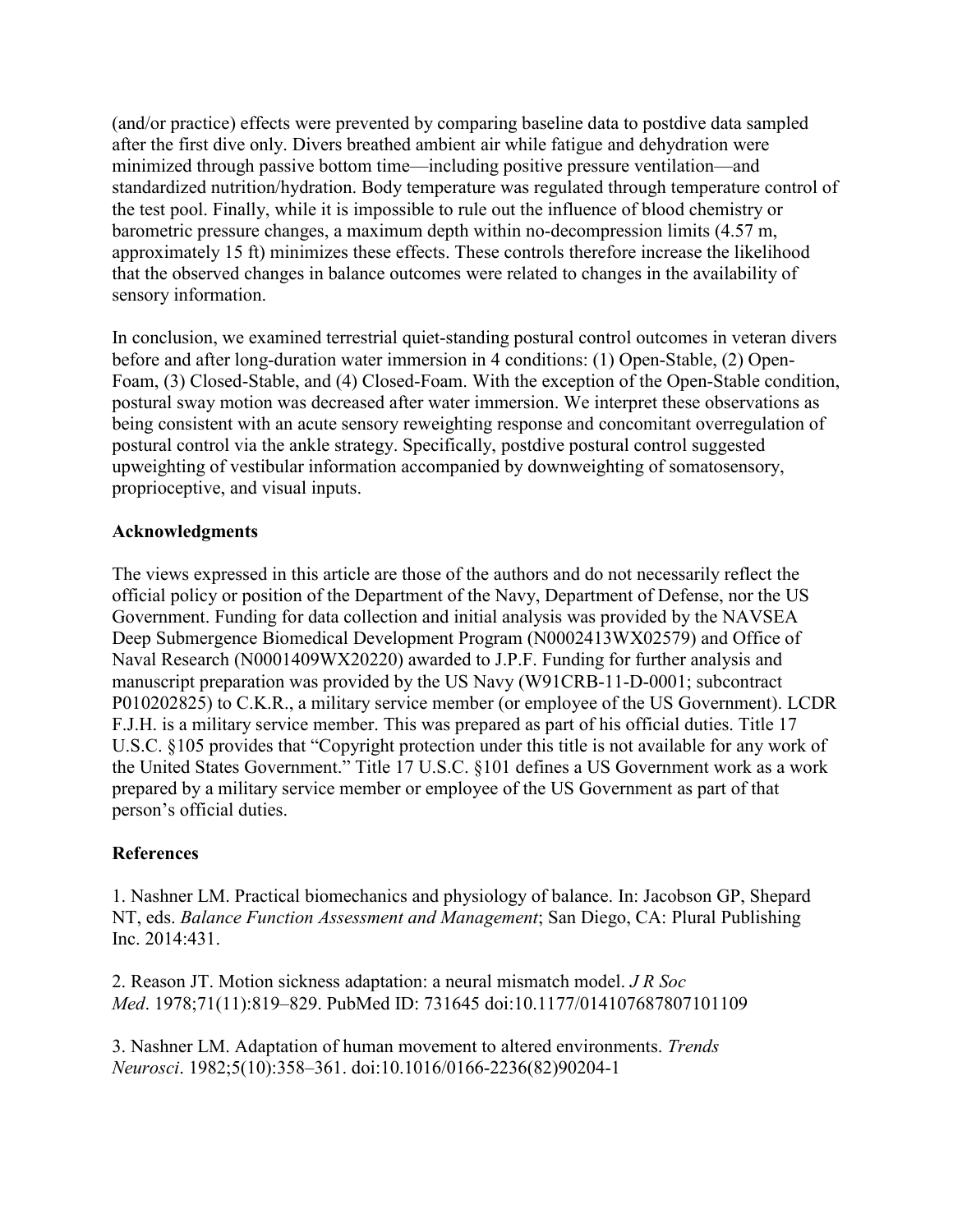(and/or practice) effects were prevented by comparing baseline data to postdive data sampled after the first dive only. Divers breathed ambient air while fatigue and dehydration were minimized through passive bottom time—including positive pressure ventilation—and standardized nutrition/hydration. Body temperature was regulated through temperature control of the test pool. Finally, while it is impossible to rule out the influence of blood chemistry or barometric pressure changes, a maximum depth within no-decompression limits (4.57 m, approximately 15 ft) minimizes these effects. These controls therefore increase the likelihood that the observed changes in balance outcomes were related to changes in the availability of sensory information.

In conclusion, we examined terrestrial quiet-standing postural control outcomes in veteran divers before and after long-duration water immersion in 4 conditions: (1) Open-Stable, (2) Open-Foam, (3) Closed-Stable, and (4) Closed-Foam. With the exception of the Open-Stable condition, postural sway motion was decreased after water immersion. We interpret these observations as being consistent with an acute sensory reweighting response and concomitant overregulation of postural control via the ankle strategy. Specifically, postdive postural control suggested upweighting of vestibular information accompanied by downweighting of somatosensory, proprioceptive, and visual inputs.

## Acknowledgments

The views expressed in this article are those of the authors and do not necessarily reflect the official policy or position of the Department of the Navy, Department of Defense, nor the US Government. Funding for data collection and initial analysis was provided by the NAVSEA Deep Submergence Biomedical Development Program (N0002413WX02579) and Office of Naval Research (N0001409WX20220) awarded to J.P.F. Funding for further analysis and manuscript preparation was provided by the US Navy (W91CRB-11-D-0001; subcontract P010202825) to C.K.R., a military service member (or employee of the US Government). LCDR F.J.H. is a military service member. This was prepared as part of his official duties. Title 17 U.S.C. §105 provides that "Copyright protection under this title is not available for any work of the United States Government." Title 17 U.S.C. §101 defines a US Government work as a work prepared by a military service member or employee of the US Government as part of that person's official duties.

## References

1. Nashner LM. Practical biomechanics and physiology of balance. In: Jacobson GP, Shepard NT, eds. *Balance Function Assessment and Management*; San Diego, CA: Plural Publishing Inc. 2014:431.

2. Reason JT. Motion sickness adaptation: a neural mismatch model. *J R Soc Med*. 1978;71(11):819–829. PubMed ID: 731645 doi:10.1177/014107687807101109

3. Nashner LM. Adaptation of human movement to altered environments. *Trends Neurosci*. 1982;5(10):358–361. doi:10.1016/0166-2236(82)90204-1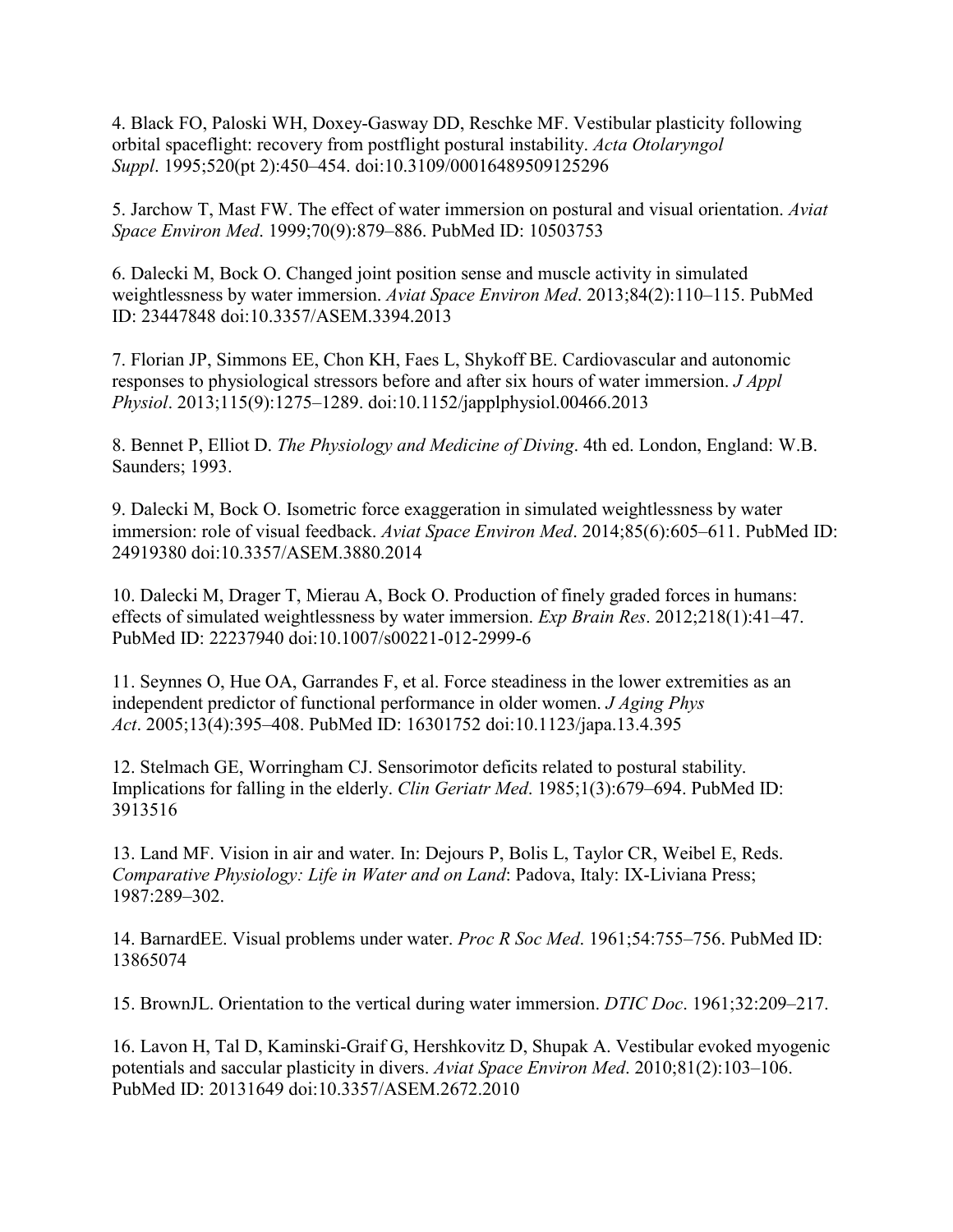4. Black FO, Paloski WH, Doxey-Gasway DD, Reschke MF. Vestibular plasticity following orbital spaceflight: recovery from postflight postural instability. *Acta Otolaryngol Suppl*. 1995;520(pt 2):450–454. doi:10.3109/00016489509125296

5. Jarchow T, Mast FW. The effect of water immersion on postural and visual orientation. *Aviat Space Environ Med*. 1999;70(9):879–886. PubMed ID: 10503753

6. Dalecki M, Bock O. Changed joint position sense and muscle activity in simulated weightlessness by water immersion. *Aviat Space Environ Med*. 2013;84(2):110–115. PubMed ID: 23447848 doi:10.3357/ASEM.3394.2013

7. Florian JP, Simmons EE, Chon KH, Faes L, Shykoff BE. Cardiovascular and autonomic responses to physiological stressors before and after six hours of water immersion. *J Appl Physiol*. 2013;115(9):1275–1289. doi:10.1152/japplphysiol.00466.2013

8. Bennet P, Elliot D. *The Physiology and Medicine of Diving*. 4th ed. London, England: W.B. Saunders; 1993.

9. Dalecki M, Bock O. Isometric force exaggeration in simulated weightlessness by water immersion: role of visual feedback. *Aviat Space Environ Med*. 2014;85(6):605–611. PubMed ID: 24919380 doi:10.3357/ASEM.3880.2014

10. Dalecki M, Drager T, Mierau A, Bock O. Production of finely graded forces in humans: effects of simulated weightlessness by water immersion. *Exp Brain Res*. 2012;218(1):41–47. PubMed ID: 22237940 doi:10.1007/s00221-012-2999-6

11. Seynnes O, Hue OA, Garrandes F, et al. Force steadiness in the lower extremities as an independent predictor of functional performance in older women. *J Aging Phys Act*. 2005;13(4):395–408. PubMed ID: 16301752 doi:10.1123/japa.13.4.395

12. Stelmach GE, Worringham CJ. Sensorimotor deficits related to postural stability. Implications for falling in the elderly. *Clin Geriatr Med*. 1985;1(3):679–694. PubMed ID: 3913516

13. Land MF. Vision in air and water. In: Dejours P, Bolis L, Taylor CR, Weibel E, Reds. *Comparative Physiology: Life in Water and on Land*: Padova, Italy: IX-Liviana Press; 1987:289–302.

14. BarnardEE. Visual problems under water. *Proc R Soc Med*. 1961;54:755–756. PubMed ID: 13865074

15. BrownJL. Orientation to the vertical during water immersion. *DTIC Doc*. 1961;32:209–217.

16. Lavon H, Tal D, Kaminski-Graif G, Hershkovitz D, Shupak A. Vestibular evoked myogenic potentials and saccular plasticity in divers. *Aviat Space Environ Med*. 2010;81(2):103–106. PubMed ID: 20131649 doi:10.3357/ASEM.2672.2010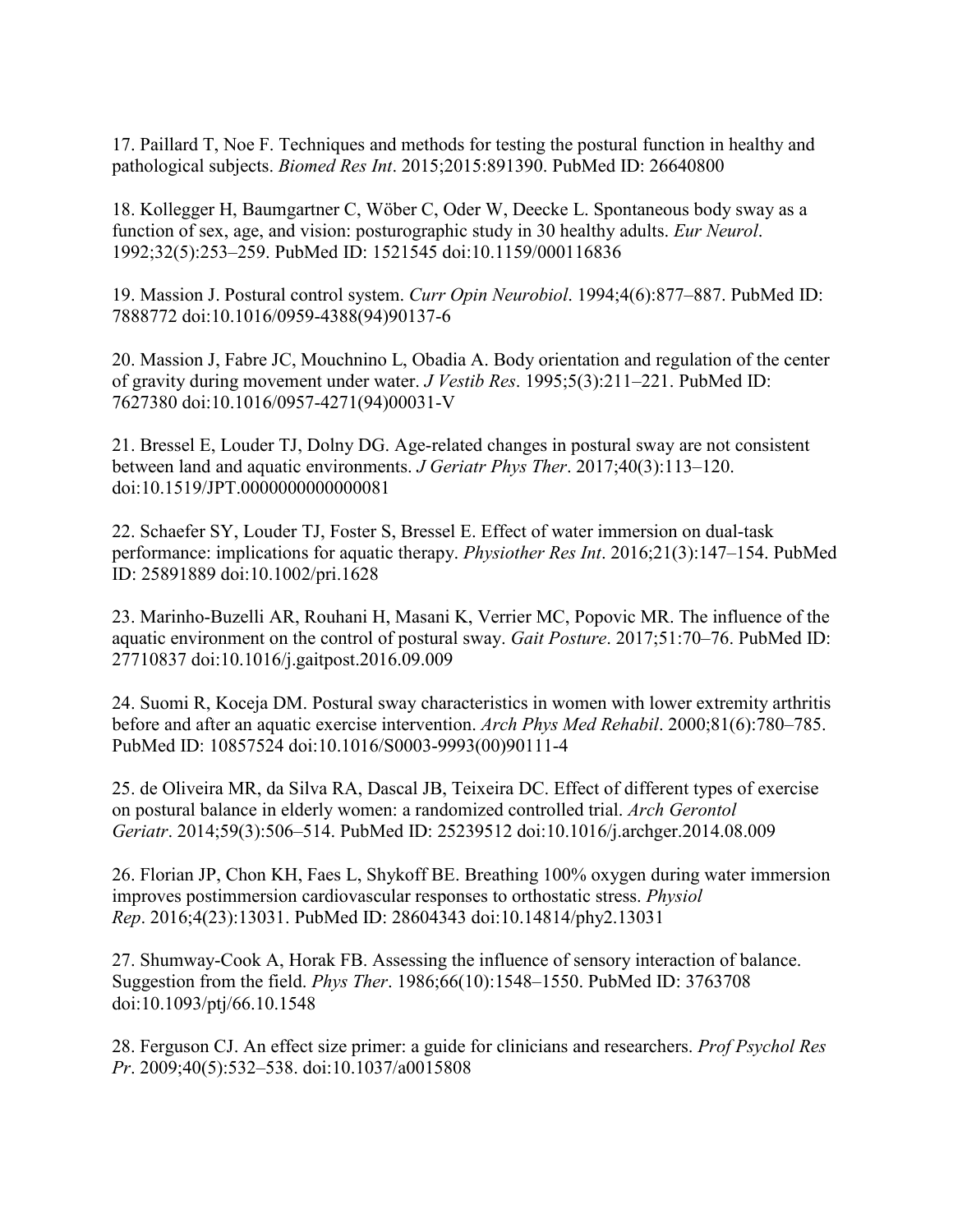17. Paillard T, Noe F. Techniques and methods for testing the postural function in healthy and pathological subjects. *Biomed Res Int*. 2015;2015:891390. PubMed ID: 26640800

18. Kollegger H, Baumgartner C, Wöber C, Oder W, Deecke L. Spontaneous body sway as a function of sex, age, and vision: posturographic study in 30 healthy adults. *Eur Neurol*. 1992;32(5):253–259. PubMed ID: 1521545 doi:10.1159/000116836

19. Massion J. Postural control system. *Curr Opin Neurobiol*. 1994;4(6):877–887. PubMed ID: 7888772 doi:10.1016/0959-4388(94)90137-6

20. Massion J, Fabre JC, Mouchnino L, Obadia A. Body orientation and regulation of the center of gravity during movement under water. *J Vestib Res*. 1995;5(3):211–221. PubMed ID: 7627380 doi:10.1016/0957-4271(94)00031-V

21. Bressel E, Louder TJ, Dolny DG. Age-related changes in postural sway are not consistent between land and aquatic environments. *J Geriatr Phys Ther*. 2017;40(3):113–120. doi:10.1519/JPT.0000000000000081

22. Schaefer SY, Louder TJ, Foster S, Bressel E. Effect of water immersion on dual-task performance: implications for aquatic therapy. *Physiother Res Int*. 2016;21(3):147–154. PubMed ID: 25891889 doi:10.1002/pri.1628

23. Marinho-Buzelli AR, Rouhani H, Masani K, Verrier MC, Popovic MR. The influence of the aquatic environment on the control of postural sway. *Gait Posture*. 2017;51:70–76. PubMed ID: 27710837 doi:10.1016/j.gaitpost.2016.09.009

24. Suomi R, Koceja DM. Postural sway characteristics in women with lower extremity arthritis before and after an aquatic exercise intervention. *Arch Phys Med Rehabil*. 2000;81(6):780–785. PubMed ID: 10857524 doi:10.1016/S0003-9993(00)90111-4

25. de Oliveira MR, da Silva RA, Dascal JB, Teixeira DC. Effect of different types of exercise on postural balance in elderly women: a randomized controlled trial. *Arch Gerontol Geriatr*. 2014;59(3):506–514. PubMed ID: 25239512 doi:10.1016/j.archger.2014.08.009

26. Florian JP, Chon KH, Faes L, Shykoff BE. Breathing 100% oxygen during water immersion improves postimmersion cardiovascular responses to orthostatic stress. *Physiol Rep*. 2016;4(23):13031. PubMed ID: 28604343 doi:10.14814/phy2.13031

27. Shumway-Cook A, Horak FB. Assessing the influence of sensory interaction of balance. Suggestion from the field. *Phys Ther*. 1986;66(10):1548–1550. PubMed ID: 3763708 doi:10.1093/ptj/66.10.1548

28. Ferguson CJ. An effect size primer: a guide for clinicians and researchers. *Prof Psychol Res Pr*. 2009;40(5):532–538. doi:10.1037/a0015808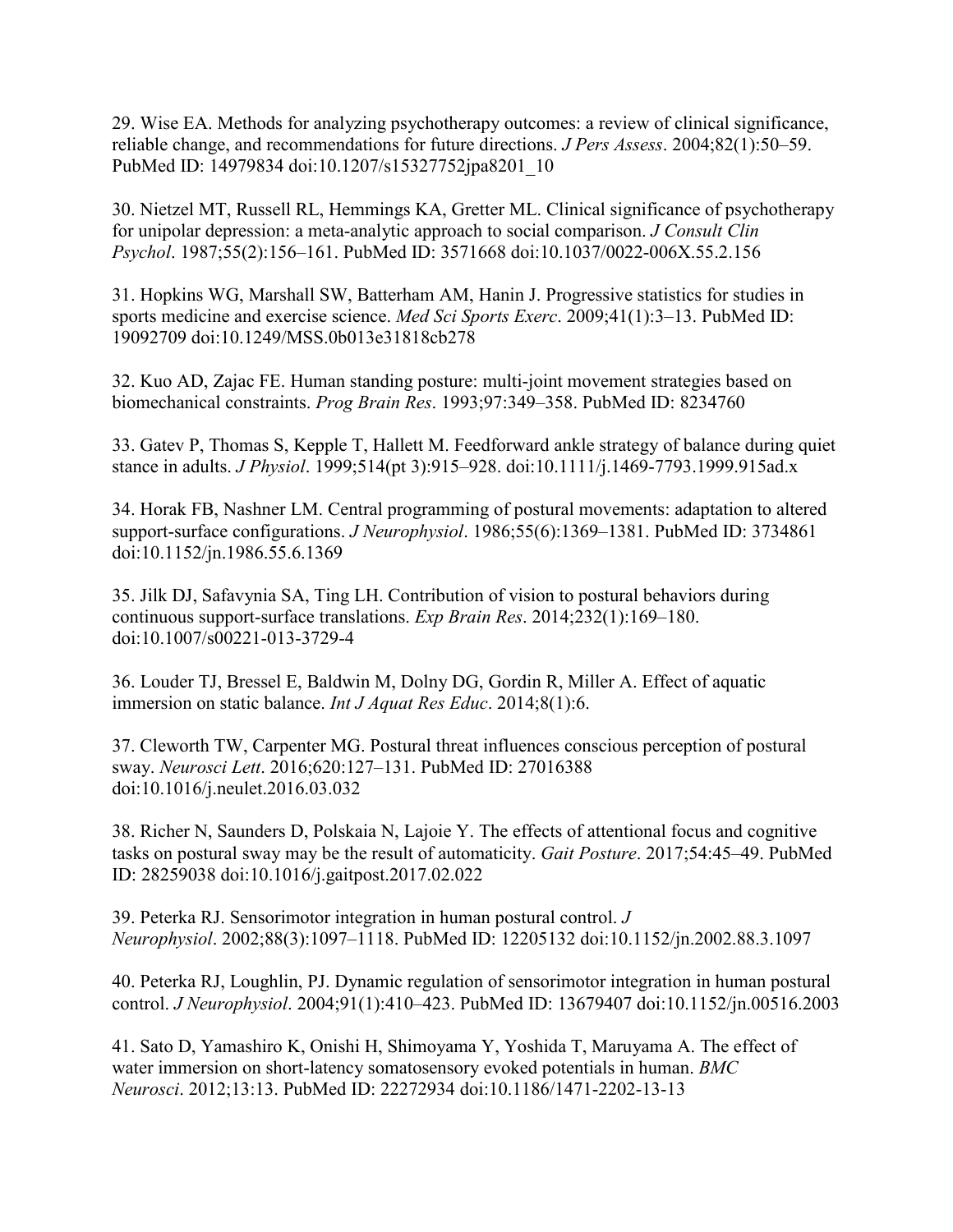29. Wise EA. Methods for analyzing psychotherapy outcomes: a review of clinical significance, reliable change, and recommendations for future directions. *J Pers Assess*. 2004;82(1):50–59. PubMed ID: 14979834 doi:10.1207/s15327752jpa8201_10

30. Nietzel MT, Russell RL, Hemmings KA, Gretter ML. Clinical significance of psychotherapy for unipolar depression: a meta-analytic approach to social comparison. *J Consult Clin Psychol*. 1987;55(2):156–161. PubMed ID: 3571668 doi:10.1037/0022-006X.55.2.156

31. Hopkins WG, Marshall SW, Batterham AM, Hanin J. Progressive statistics for studies in sports medicine and exercise science. *Med Sci Sports Exerc*. 2009;41(1):3–13. PubMed ID: 19092709 doi:10.1249/MSS.0b013e31818cb278

32. Kuo AD, Zajac FE. Human standing posture: multi-joint movement strategies based on biomechanical constraints. *Prog Brain Res*. 1993;97:349–358. PubMed ID: 8234760

33. Gatev P, Thomas S, Kepple T, Hallett M. Feedforward ankle strategy of balance during quiet stance in adults. *J Physiol*. 1999;514(pt 3):915–928. doi:10.1111/j.1469-7793.1999.915ad.x

34. Horak FB, Nashner LM. Central programming of postural movements: adaptation to altered support-surface configurations. *J Neurophysiol*. 1986;55(6):1369–1381. PubMed ID: 3734861 doi:10.1152/jn.1986.55.6.1369

35. Jilk DJ, Safavynia SA, Ting LH. Contribution of vision to postural behaviors during continuous support-surface translations. *Exp Brain Res*. 2014;232(1):169–180. doi:10.1007/s00221-013-3729-4

36. Louder TJ, Bressel E, Baldwin M, Dolny DG, Gordin R, Miller A. Effect of aquatic immersion on static balance. *Int J Aquat Res Educ*. 2014;8(1):6.

37. Cleworth TW, Carpenter MG. Postural threat influences conscious perception of postural sway. *Neurosci Lett*. 2016;620:127–131. PubMed ID: 27016388 doi:10.1016/j.neulet.2016.03.032

38. Richer N, Saunders D, Polskaia N, Lajoie Y. The effects of attentional focus and cognitive tasks on postural sway may be the result of automaticity. *Gait Posture*. 2017;54:45–49. PubMed ID: 28259038 doi:10.1016/j.gaitpost.2017.02.022

39. Peterka RJ. Sensorimotor integration in human postural control. *J Neurophysiol*. 2002;88(3):1097–1118. PubMed ID: 12205132 doi:10.1152/jn.2002.88.3.1097

40. Peterka RJ, Loughlin, PJ. Dynamic regulation of sensorimotor integration in human postural control. *J Neurophysiol*. 2004;91(1):410–423. PubMed ID: 13679407 doi:10.1152/jn.00516.2003

41. Sato D, Yamashiro K, Onishi H, Shimoyama Y, Yoshida T, Maruyama A. The effect of water immersion on short-latency somatosensory evoked potentials in human. *BMC Neurosci*. 2012;13:13. PubMed ID: 22272934 doi:10.1186/1471-2202-13-13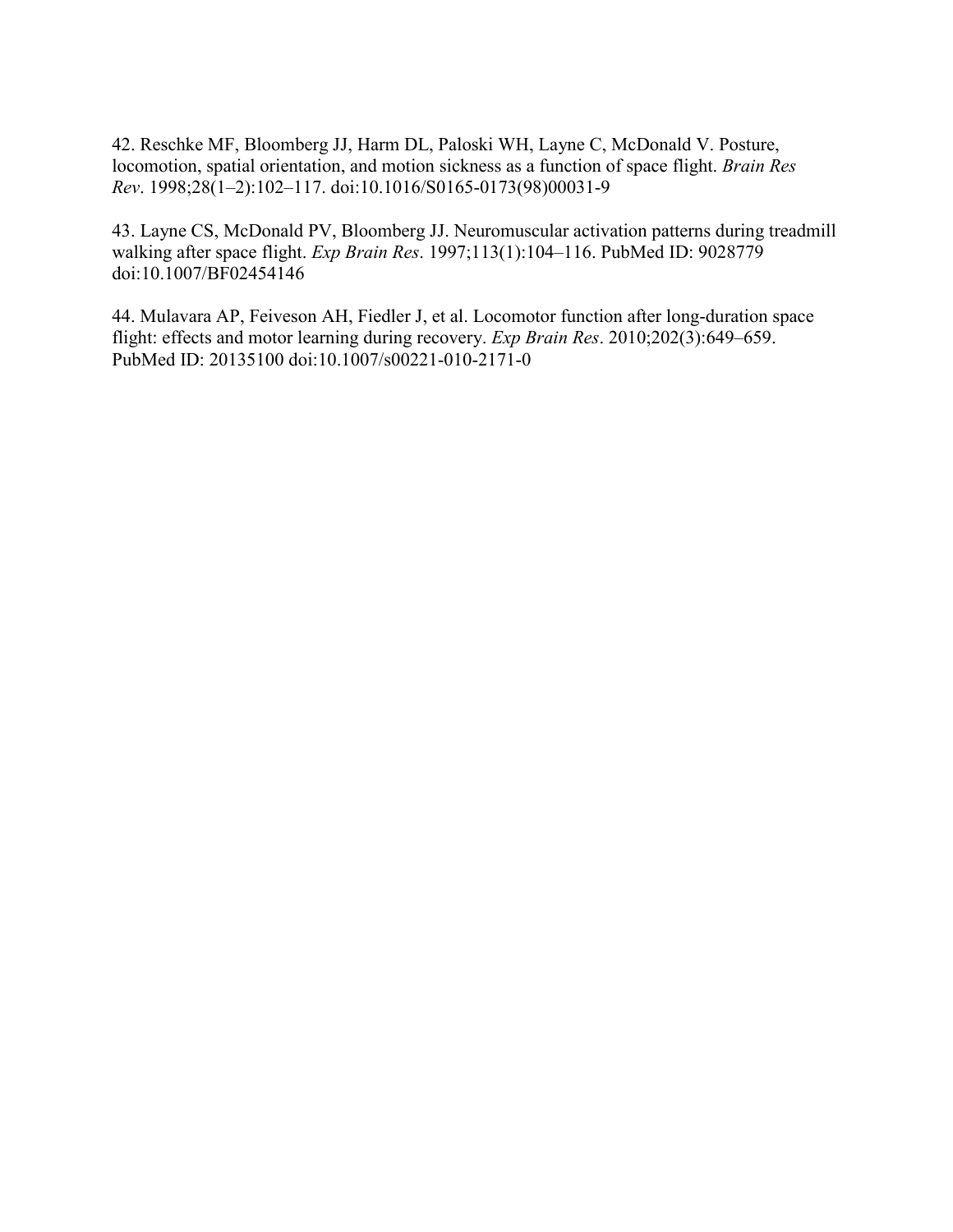42. Reschke MF, Bloomberg JJ, Harm DL, Paloski WH, Layne C, McDonald V. Posture, locomotion, spatial orientation, and motion sickness as a function of space flight. *Brain Res Rev*. 1998;28(1–2):102–117. doi:10.1016/S0165-0173(98)00031-9

43. Layne CS, McDonald PV, Bloomberg JJ. Neuromuscular activation patterns during treadmill walking after space flight. *Exp Brain Res*. 1997;113(1):104–116. PubMed ID: 9028779 doi:10.1007/BF02454146

44. Mulavara AP, Feiveson AH, Fiedler J, et al. Locomotor function after long-duration space flight: effects and motor learning during recovery. *Exp Brain Res*. 2010;202(3):649–659. PubMed ID: 20135100 doi:10.1007/s00221-010-2171-0